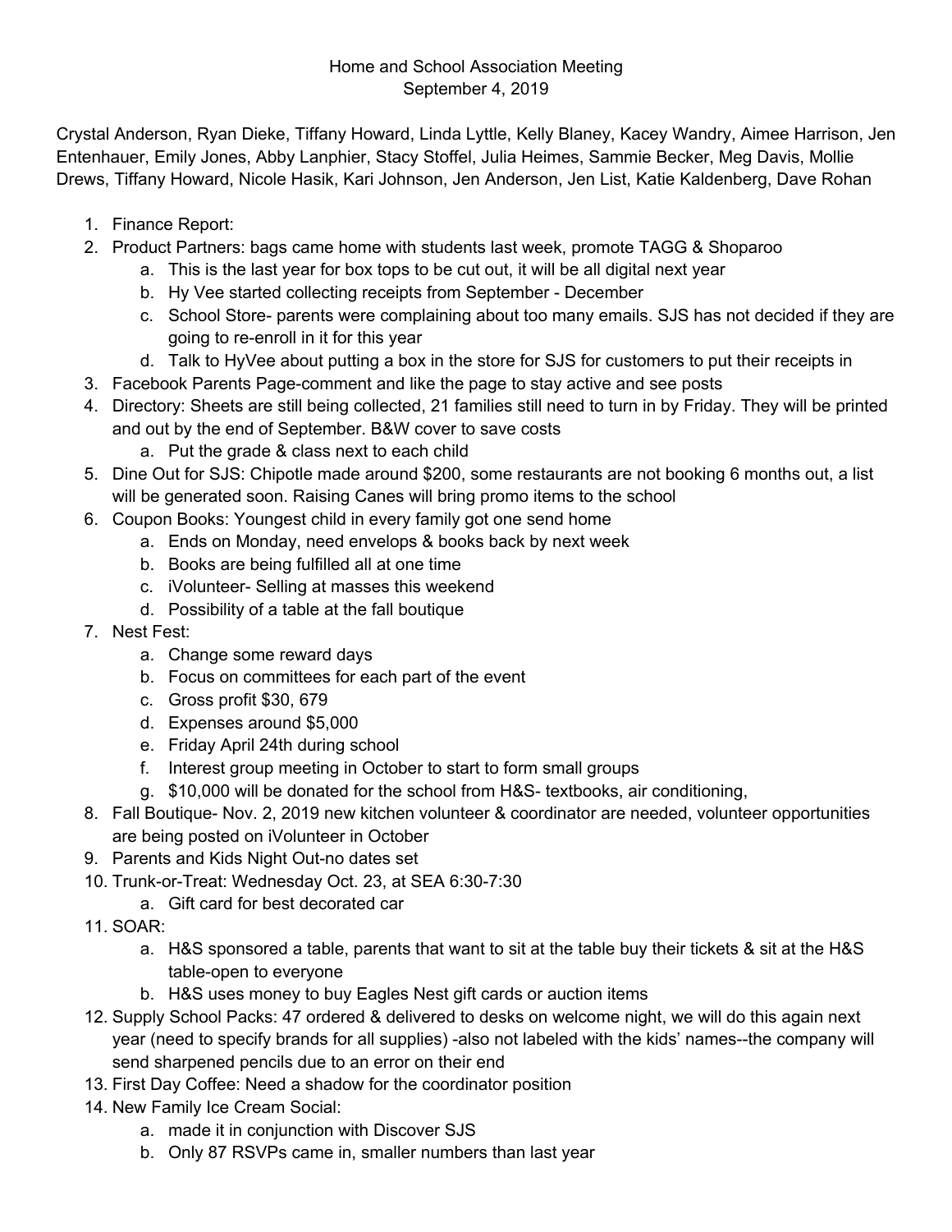Home and School Association Meeting
September 4, 2019

Crystal Anderson, Ryan Dieke, Tiffany Howard, Linda Lyttle, Kelly Blaney, Kacey Wandry, Aimee Harrison, Jen Entenhauer, Emily Jones, Abby Lanphier, Stacy Stoffel, Julia Heimes, Sammie Becker, Meg Davis, Mollie Drews, Tiffany Howard, Nicole Hasik, Kari Johnson, Jen Anderson, Jen List, Katie Kaldenberg, Dave Rohan

1. Finance Report:
2. Product Partners: bags came home with students last week, promote TAGG & Shoparoo
   a. This is the last year for box tops to be cut out, it will be all digital next year
   b. Hy Vee started collecting receipts from September - December
   c. School Store- parents were complaining about too many emails. SJS has not decided if they are going to re-enroll in it for this year
   d. Talk to HyVee about putting a box in the store for SJS for customers to put their receipts in
3. Facebook Parents Page-comment and like the page to stay active and see posts
4. Directory: Sheets are still being collected, 21 families still need to turn in by Friday. They will be printed and out by the end of September. B&W cover to save costs
   a. Put the grade & class next to each child
5. Dine Out for SJS: Chipotle made around $200, some restaurants are not booking 6 months out, a list will be generated soon. Raising Canes will bring promo items to the school
6. Coupon Books: Youngest child in every family got one send home
   a. Ends on Monday, need envelops & books back by next week
   b. Books are being fulfilled all at one time
   c. iVolunteer- Selling at masses this weekend
   d. Possibility of a table at the fall boutique
7. Nest Fest:
   a. Change some reward days
   b. Focus on committees for each part of the event
   c. Gross profit $30, 679
   d. Expenses around $5,000
   e. Friday April 24th during school
   f. Interest group meeting in October to start to form small groups
   g. $10,000 will be donated for the school from H&S- textbooks, air conditioning,
8. Fall Boutique- Nov. 2, 2019 new kitchen volunteer & coordinator are needed, volunteer opportunities are being posted on iVolunteer in October
9. Parents and Kids Night Out-no dates set
10. Trunk-or-Treat: Wednesday Oct. 23, at SEA 6:30-7:30
    a. Gift card for best decorated car
11. SOAR:
    a. H&S sponsored a table, parents that want to sit at the table buy their tickets & sit at the H&S table-open to everyone
    b. H&S uses money to buy Eagles Nest gift cards or auction items
12. Supply School Packs: 47 ordered & delivered to desks on welcome night, we will do this again next year (need to specify brands for all supplies) -also not labeled with the kids' names--the company will send sharpened pencils due to an error on their end
13. First Day Coffee: Need a shadow for the coordinator position
14. New Family Ice Cream Social:
    a. made it in conjunction with Discover SJS
    b. Only 87 RSVPs came in, smaller numbers than last year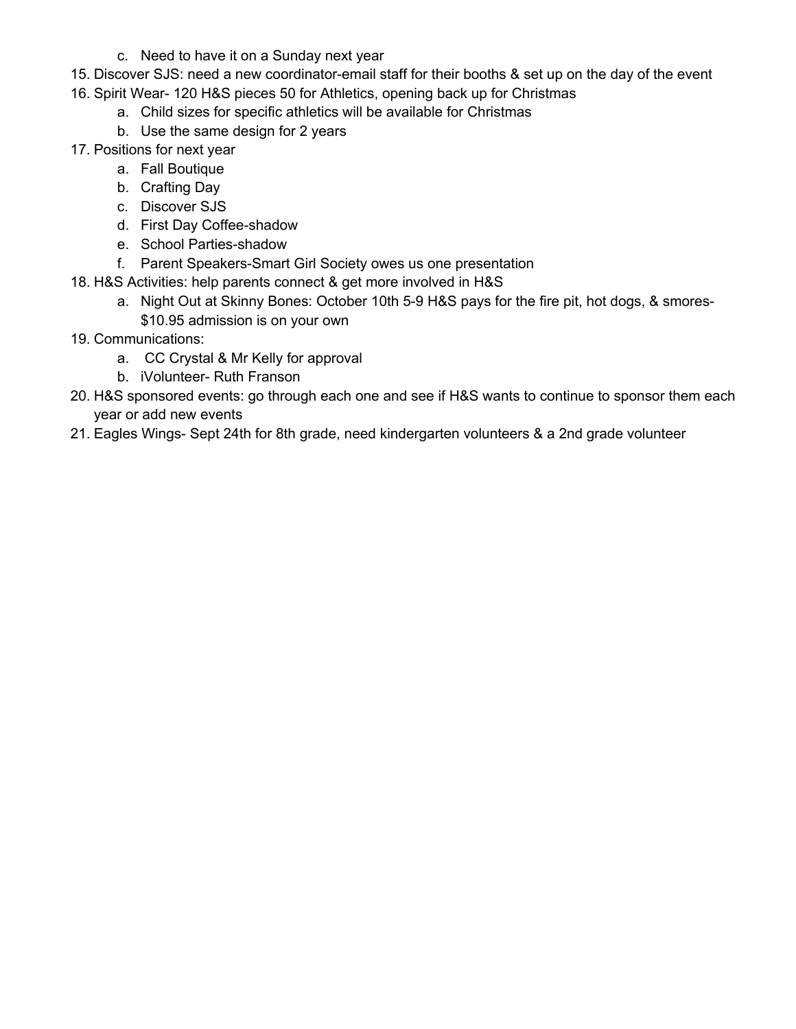c. Need to have it on a Sunday next year

15. Discover SJS: need a new coordinator-email staff for their booths & set up on the day of the event
16. Spirit Wear- 120 H&S pieces 50 for Athletics, opening back up for Christmas
    a. Child sizes for specific athletics will be available for Christmas
    b. Use the same design for 2 years
17. Positions for next year
    a. Fall Boutique
    b. Crafting Day
    c. Discover SJS
    d. First Day Coffee-shadow
    e. School Parties-shadow
    f. Parent Speakers-Smart Girl Society owes us one presentation
18. H&S Activities: help parents connect & get more involved in H&S
    a. Night Out at Skinny Bones: October 10th 5-9 H&S pays for the fire pit, hot dogs, & smores- $10.95 admission is on your own
19. Communications:
    a. CC Crystal & Mr Kelly for approval
    b. iVolunteer- Ruth Franson
20. H&S sponsored events: go through each one and see if H&S wants to continue to sponsor them each year or add new events
21. Eagles Wings- Sept 24th for 8th grade, need kindergarten volunteers & a 2nd grade volunteer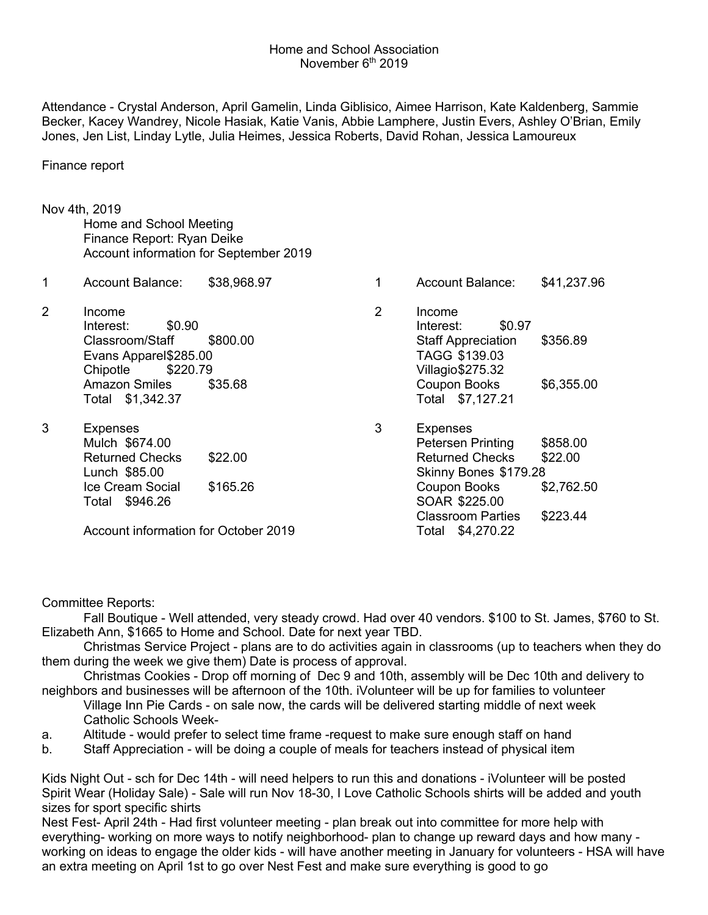Home and School Association
November 6th 2019

Attendance - Crystal Anderson, April Gamelin, Linda Giblisico, Aimee Harrison, Kate Kaldenberg, Sammie Becker, Kacey Wandrey, Nicole Hasiak, Katie Vanis, Abbie Lamphere, Justin Evers, Ashley O'Brian, Emily Jones, Jen List, Linday Lytle, Julia Heimes, Jessica Roberts, David Rohan, Jessica Lamoureux

Finance report

Nov 4th, 2019

Home and School Meeting
Finance Report: Ryan Deike
Account information for September 2019

1. Account Balance: $38,968.97
2. Income
   Interest: $0.90
   Classroom/Staff $800.00
   Evans Apparel$285.00
   Chipotle $220.79
   Amazon Smiles $35.68
   Total $1,342.37
3. Expenses
   Mulch $674.00
   Returned Checks $22.00
   Lunch $85.00
   Ice Cream Social $165.26
   Total $946.26

Account information for October 2019

1. Account Balance: $41,237.96
2. Income
   Interest: $0.97
   Staff Appreciation $356.89
   TAGG $139.03
   Villagio$275.32
   Coupon Books $6,355.00
   Total $7,127.21
3. Expenses
   Petersen Printing $858.00
   Returned Checks $22.00
   Skinny Bones $179.28
   Coupon Books $2,762.50
   SOAR $225.00
   Classroom Parties $223.44
   Total $4,270.22

Committee Reports:

Fall Boutique - Well attended, very steady crowd. Had over 40 vendors. $100 to St. James, $760 to St. Elizabeth Ann, $1665 to Home and School. Date for next year TBD.

Christmas Service Project - plans are to do activities again in classrooms (up to teachers when they do them during the week we give them) Date is process of approval.

Christmas Cookies - Drop off morning of Dec 9 and 10th, assembly will be Dec 10th and delivery to neighbors and businesses will be afternoon of the 10th. iVolunteer will be up for families to volunteer

Village Inn Pie Cards - on sale now, the cards will be delivered starting middle of next week

Catholic Schools Week-

a. Altitude - would prefer to select time frame -request to make sure enough staff on hand
b. Staff Appreciation - will be doing a couple of meals for teachers instead of physical item

Kids Night Out - sch for Dec 14th - will need helpers to run this and donations - iVolunteer will be posted

Spirit Wear (Holiday Sale) - Sale will run Nov 18-30, I Love Catholic Schools shirts will be added and youth sizes for sport specific shirts

Nest Fest- April 24th - Had first volunteer meeting - plan break out into committee for more help with everything- working on more ways to notify neighborhood- plan to change up reward days and how many - working on ideas to engage the older kids - will have another meeting in January for volunteers - HSA will have an extra meeting on April 1st to go over Nest Fest and make sure everything is good to go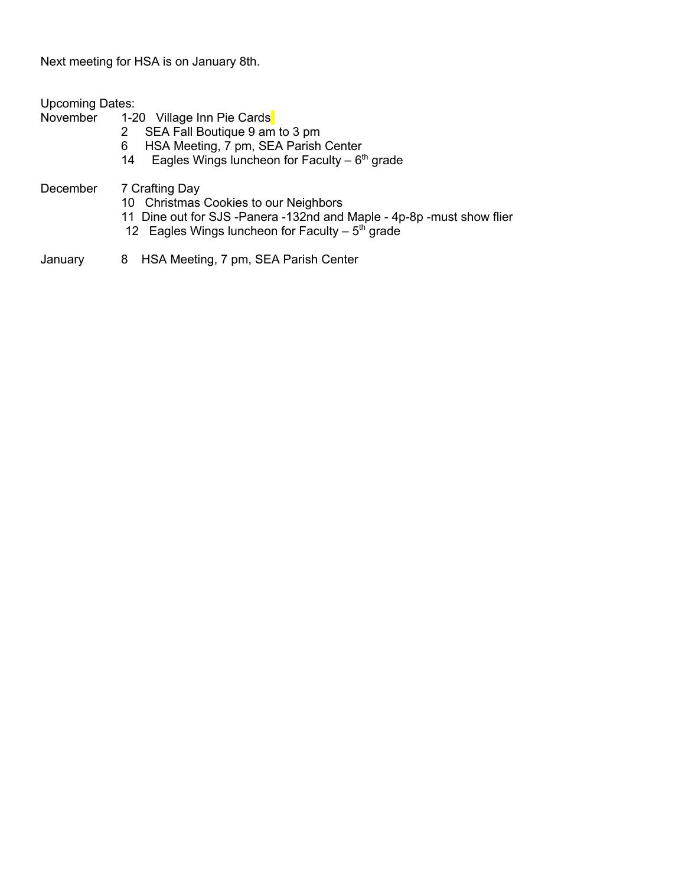Next meeting for HSA is on January 8th.

Upcoming Dates:

November
- 1-20 Village Inn Pie Cards
- 2 SEA Fall Boutique 9 am to 3 pm
- 6 HSA Meeting, 7 pm, SEA Parish Center
- 14 Eagles Wings luncheon for Faculty – 6th grade

December
- 7 Crafting Day
- 10 Christmas Cookies to our Neighbors
- 11 Dine out for SJS -Panera -132nd and Maple - 4p-8p -must show flier
- 12 Eagles Wings luncheon for Faculty – 5th grade

January
- 8 HSA Meeting, 7 pm, SEA Parish Center